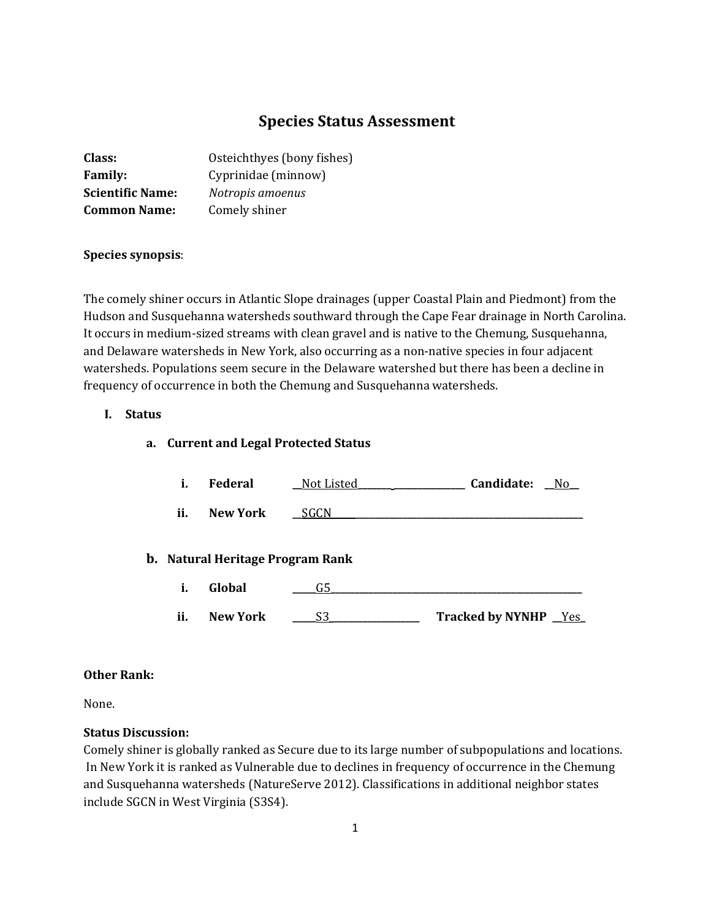# Species Status Assessment

**Class:** Osteichthyes (bony fishes)
**Family:** Cyprinidae (minnow)
**Scientific Name:** *Notropis amoenus*
**Common Name:** Comely shiner

**Species synopsis**:

The comely shiner occurs in Atlantic Slope drainages (upper Coastal Plain and Piedmont) from the Hudson and Susquehanna watersheds southward through the Cape Fear drainage in North Carolina. It occurs in medium-sized streams with clean gravel and is native to the Chemung, Susquehanna, and Delaware watersheds in New York, also occurring as a non-native species in four adjacent watersheds. Populations seem secure in the Delaware watershed but there has been a decline in frequency of occurrence in both the Chemung and Susquehanna watersheds.

## I. Status

### a. Current and Legal Protected Status

i. **Federal** Not Listed **Candidate:** No

ii. **New York** SGCN

### b. Natural Heritage Program Rank

i. **Global** G5

ii. **New York** S3 **Tracked by NYNHP** Yes

**Other Rank:**

None.

**Status Discussion:**
Comely shiner is globally ranked as Secure due to its large number of subpopulations and locations. In New York it is ranked as Vulnerable due to declines in frequency of occurrence in the Chemung and Susquehanna watersheds (NatureServe 2012). Classifications in additional neighbor states include SGCN in West Virginia (S3S4).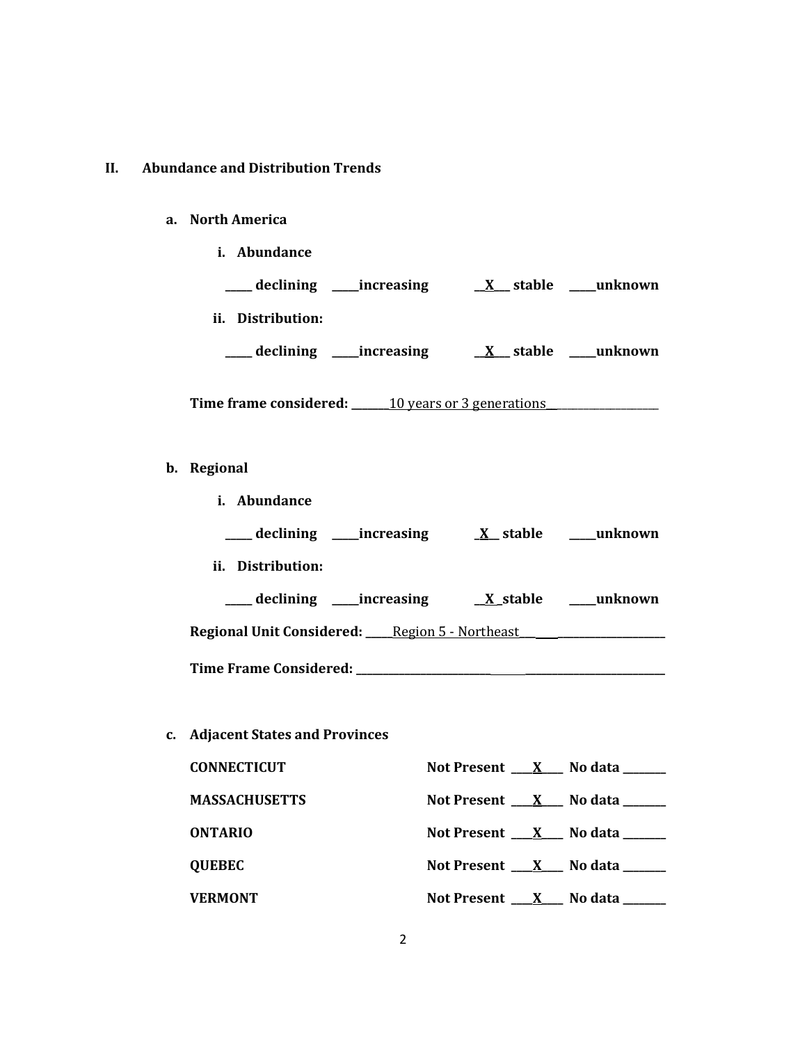## II. Abundance and Distribution Trends

### a. North America

**i. Abundance**

**_____ declining _____increasing \_\_X\_\_\_ stable _____unknown**

**ii. Distribution:**

**_____ declining _____increasing \_\_X\_\_\_ stable _____unknown**

**Time frame considered:** \_\_\_\_\_\_\_10 years or 3 generations\_\_\_\_\_\_\_\_\_\_\_\_\_\_\_\_\_\_\_\_

### b. Regional

**i. Abundance**

**_____ declining _____increasing \_X\_\_ stable _____unknown**

**ii. Distribution:**

**_____ declining _____increasing \_\_X\_stable _____unknown**

**Regional Unit Considered:** \_\_\_\_\_Region 5 - Northeast\_\_\_\_\_\_\_\_\_\_\_\_\_\_\_\_\_\_\_\_\_\_\_\_\_\_

**Time Frame Considered:** \_\_\_\_\_\_\_\_\_\_\_\_\_\_\_\_\_\_\_\_\_\_\_\_\_\_\_\_\_\_\_\_\_\_\_\_\_\_\_\_\_\_\_\_\_\_\_\_\_\_\_\_\_\_\_\_\_\_\_\_

### c. Adjacent States and Provinces

| | |
|---|---|
| **CONNECTICUT** | **Not Present \_\_\_\_X\_\_\_\_ No data \_\_\_\_\_\_\_\_** |
| **MASSACHUSETTS** | **Not Present \_\_\_\_X\_\_\_\_ No data \_\_\_\_\_\_\_\_** |
| **ONTARIO** | **Not Present \_\_\_\_X\_\_\_\_ No data \_\_\_\_\_\_\_\_** |
| **QUEBEC** | **Not Present \_\_\_\_X\_\_\_\_ No data \_\_\_\_\_\_\_\_** |
| **VERMONT** | **Not Present \_\_\_\_X\_\_\_\_ No data \_\_\_\_\_\_\_\_** |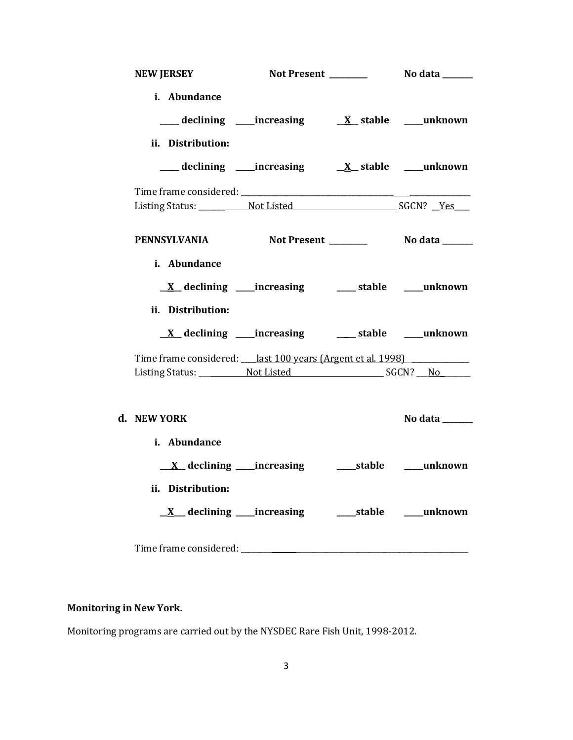**NEW JERSEY** Not Present ________ No data _______

i. **Abundance**

____ declining ____increasing __X__ stable ____unknown

ii. **Distribution:**

____ declining ____increasing __X__ stable ____unknown

Time frame considered: ______________________________________________

Listing Status: ______Not Listed______________________ SGCN? __Yes____

**PENNSYLVANIA** Not Present ________ No data _______

i. **Abundance**

__X__ declining ____increasing ____ stable ____unknown

ii. **Distribution:**

__X__ declining ____increasing ____ stable ____unknown

Time frame considered: ____last 100 years (Argent et al. 1998)______________

Listing Status: ___Not Listed______________________ SGCN? ___No_______

**d. NEW YORK** No data _______

i. **Abundance**

__X__ declining ____increasing ____stable ____unknown

ii. **Distribution:**

__X__ declining ____increasing ____stable ____unknown

Time frame considered: ______________________________________________

**Monitoring in New York.**

Monitoring programs are carried out by the NYSDEC Rare Fish Unit, 1998-2012.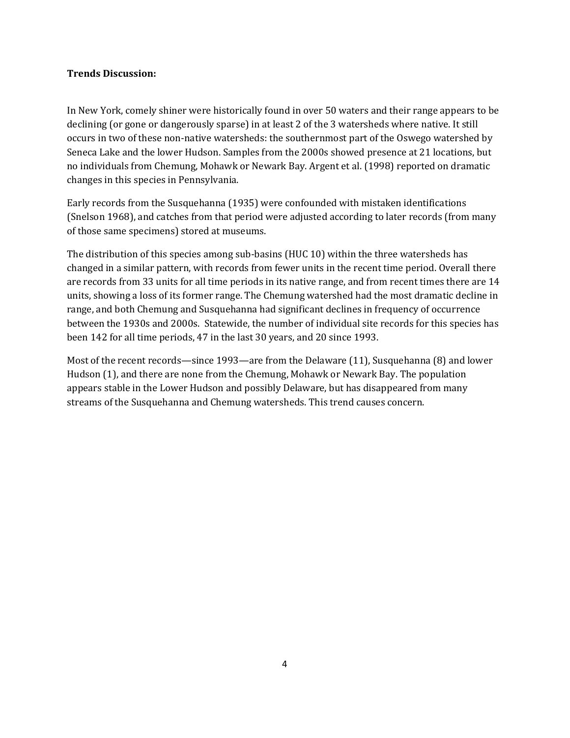**Trends Discussion:**

In New York, comely shiner were historically found in over 50 waters and their range appears to be declining (or gone or dangerously sparse) in at least 2 of the 3 watersheds where native. It still occurs in two of these non-native watersheds: the southernmost part of the Oswego watershed by Seneca Lake and the lower Hudson. Samples from the 2000s showed presence at 21 locations, but no individuals from Chemung, Mohawk or Newark Bay. Argent et al. (1998) reported on dramatic changes in this species in Pennsylvania.

Early records from the Susquehanna (1935) were confounded with mistaken identifications (Snelson 1968), and catches from that period were adjusted according to later records (from many of those same specimens) stored at museums.

The distribution of this species among sub-basins (HUC 10) within the three watersheds has changed in a similar pattern, with records from fewer units in the recent time period. Overall there are records from 33 units for all time periods in its native range, and from recent times there are 14 units, showing a loss of its former range. The Chemung watershed had the most dramatic decline in range, and both Chemung and Susquehanna had significant declines in frequency of occurrence between the 1930s and 2000s. Statewide, the number of individual site records for this species has been 142 for all time periods, 47 in the last 30 years, and 20 since 1993.

Most of the recent records—since 1993—are from the Delaware (11), Susquehanna (8) and lower Hudson (1), and there are none from the Chemung, Mohawk or Newark Bay. The population appears stable in the Lower Hudson and possibly Delaware, but has disappeared from many streams of the Susquehanna and Chemung watersheds. This trend causes concern.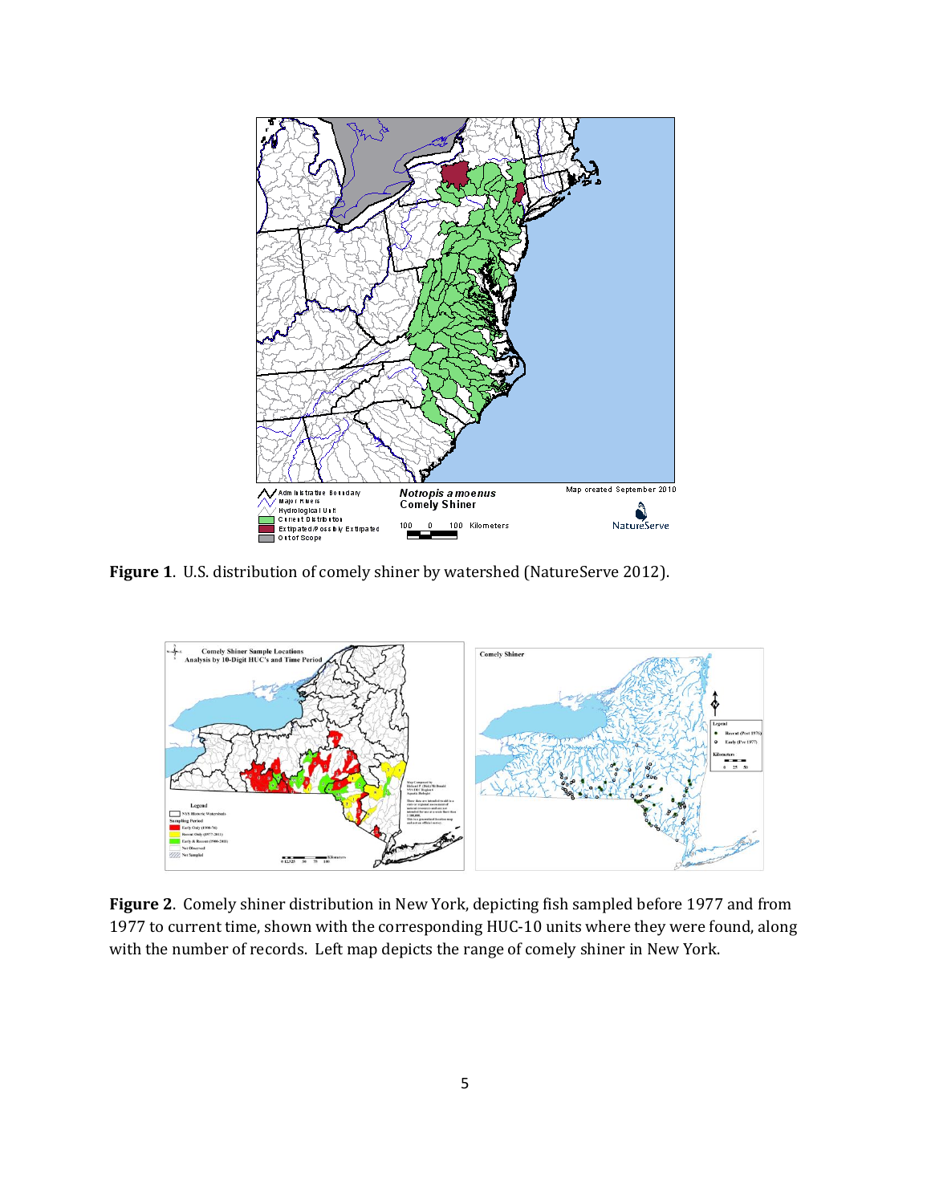**Figure 1**. U.S. distribution of comely shiner by watershed (NatureServe 2012).

**Figure 2**. Comely shiner distribution in New York, depicting fish sampled before 1977 and from 1977 to current time, shown with the corresponding HUC-10 units where they were found, along with the number of records. Left map depicts the range of comely shiner in New York.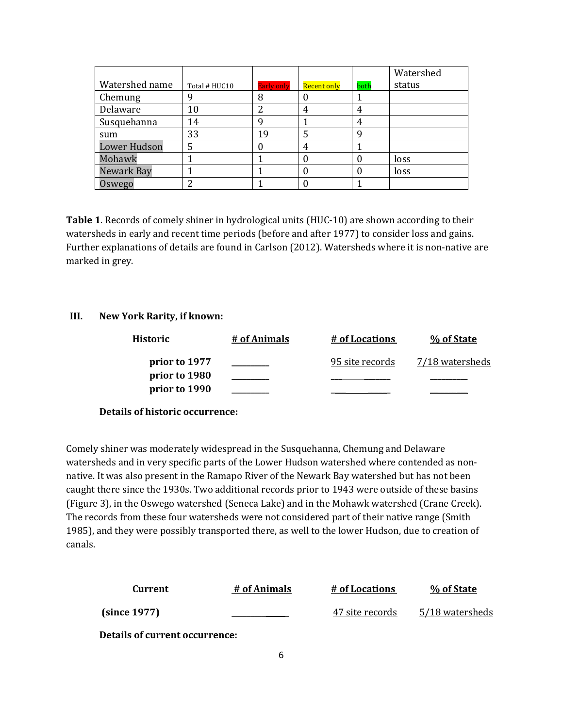| Watershed name | Total # HUC10 | Early only | Recent only | both | Watershed status |
|---|---|---|---|---|---|
| Chemung | 9 | 8 | 0 | 1 | |
| Delaware | 10 | 2 | 4 | 4 | |
| Susquehanna | 14 | 9 | 1 | 4 | |
| sum | 33 | 19 | 5 | 9 | |
| Lower Hudson | 5 | 0 | 4 | 1 | |
| Mohawk | 1 | 1 | 0 | 0 | loss |
| Newark Bay | 1 | 1 | 0 | 0 | loss |
| Oswego | 2 | 1 | 0 | 1 | |

**Table 1**. Records of comely shiner in hydrological units (HUC-10) are shown according to their watersheds in early and recent time periods (before and after 1977) to consider loss and gains. Further explanations of details are found in Carlson (2012). Watersheds where it is non-native are marked in grey.

### III. New York Rarity, if known:

| Historic | # of Animals | # of Locations | % of State |
|---|---|---|---|
| prior to 1977 | _________ | 95 site records | 7/18 watersheds |
| prior to 1980 | _________ | _________ | _________ |
| prior to 1990 | _________ | _________ | _________ |

**Details of historic occurrence:**

Comely shiner was moderately widespread in the Susquehanna, Chemung and Delaware watersheds and in very specific parts of the Lower Hudson watershed where contended as non-native. It was also present in the Ramapo River of the Newark Bay watershed but has not been caught there since the 1930s. Two additional records prior to 1943 were outside of these basins (Figure 3), in the Oswego watershed (Seneca Lake) and in the Mohawk watershed (Crane Creek). The records from these four watersheds were not considered part of their native range (Smith 1985), and they were possibly transported there, as well to the lower Hudson, due to creation of canals.

| Current | # of Animals | # of Locations | % of State |
|---|---|---|---|
| (since 1977) | _________ | 47 site records | 5/18 watersheds |

**Details of current occurrence:**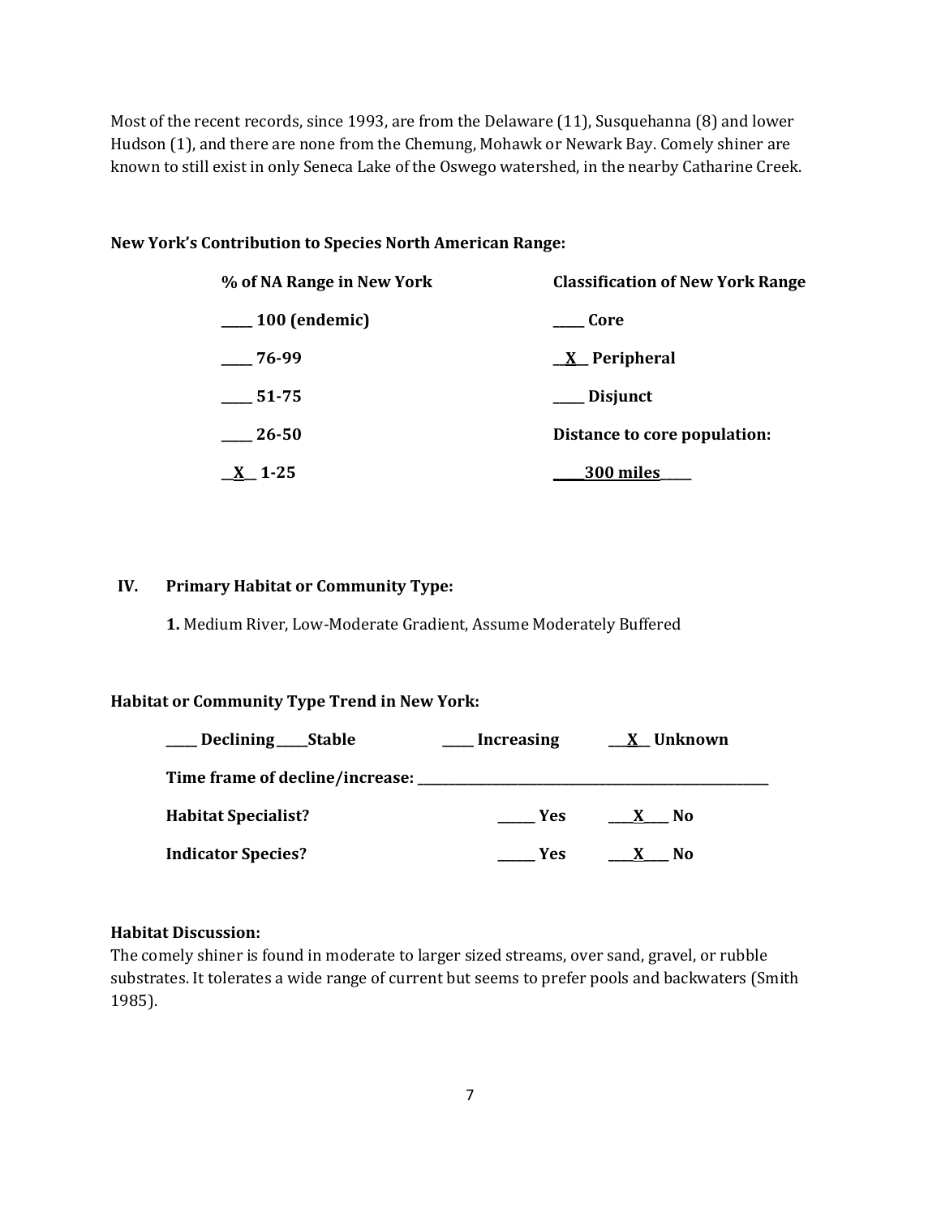Most of the recent records, since 1993, are from the Delaware (11), Susquehanna (8) and lower Hudson (1), and there are none from the Chemung, Mohawk or Newark Bay. Comely shiner are known to still exist in only Seneca Lake of the Oswego watershed, in the nearby Catharine Creek.

**New York's Contribution to Species North American Range:**

| % of NA Range in New York | Classification of New York Range |
|---|---|
| _____ 100 (endemic) | _____ Core |
| _____ 76-99 | __X__ Peripheral |
| _____ 51-75 | _____ Disjunct |
| _____ 26-50 | Distance to core population: |
| __X__ 1-25 | _____300 miles_____ |

## IV. Primary Habitat or Community Type:

**1.** Medium River, Low-Moderate Gradient, Assume Moderately Buffered

**Habitat or Community Type Trend in New York:**

_____ Declining _____Stable _____ Increasing ___X__ Unknown

**Time frame of decline/increase:** _______________________

**Habitat Specialist?** ______ Yes ____X____ No

**Indicator Species?** ______ Yes ____X____ No

**Habitat Discussion:**

The comely shiner is found in moderate to larger sized streams, over sand, gravel, or rubble substrates. It tolerates a wide range of current but seems to prefer pools and backwaters (Smith 1985).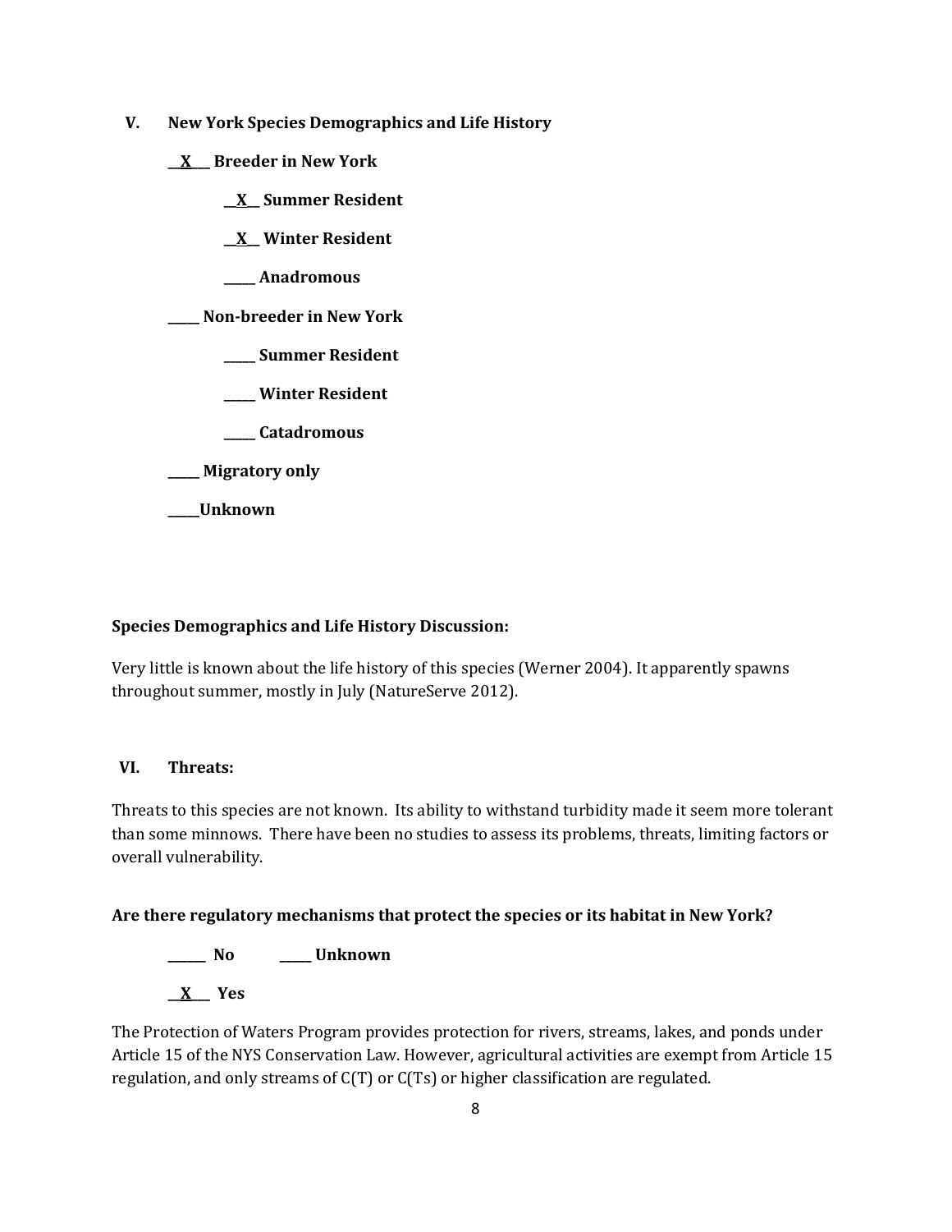## V. New York Species Demographics and Life History

__X__ **Breeder in New York**

  __X__ **Summer Resident**

  __X__ **Winter Resident**

  _____ **Anadromous**

_____ **Non-breeder in New York**

  _____ **Summer Resident**

  _____ **Winter Resident**

  _____ **Catadromous**

_____ **Migratory only**

_____ **Unknown**

**Species Demographics and Life History Discussion:**

Very little is known about the life history of this species (Werner 2004). It apparently spawns throughout summer, mostly in July (NatureServe 2012).

## VI. Threats:

Threats to this species are not known. Its ability to withstand turbidity made it seem more tolerant than some minnows. There have been no studies to assess its problems, threats, limiting factors or overall vulnerability.

**Are there regulatory mechanisms that protect the species or its habitat in New York?**

______ **No**   _____ **Unknown**

__X__ **Yes**

The Protection of Waters Program provides protection for rivers, streams, lakes, and ponds under Article 15 of the NYS Conservation Law. However, agricultural activities are exempt from Article 15 regulation, and only streams of C(T) or C(Ts) or higher classification are regulated.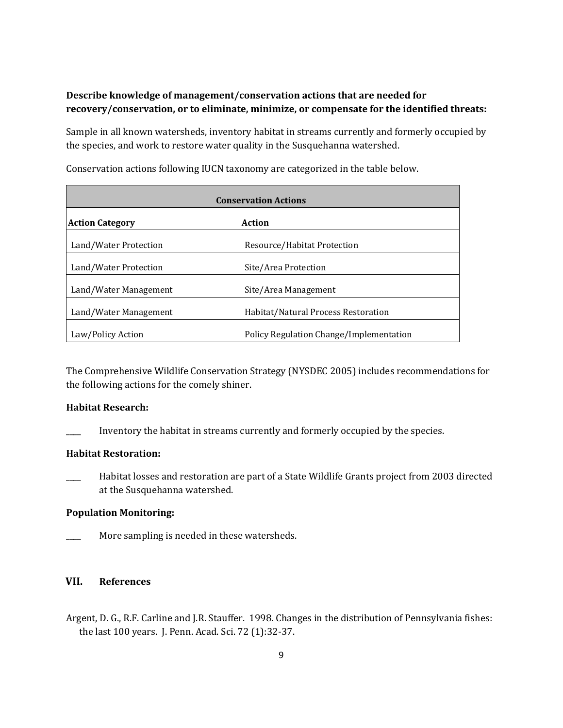**Describe knowledge of management/conservation actions that are needed for recovery/conservation, or to eliminate, minimize, or compensate for the identified threats:**

Sample in all known watersheds, inventory habitat in streams currently and formerly occupied by the species, and work to restore water quality in the Susquehanna watershed.

Conservation actions following IUCN taxonomy are categorized in the table below.

| Conservation Actions | |
|---|---|
| **Action Category** | **Action** |
| Land/Water Protection | Resource/Habitat Protection |
| Land/Water Protection | Site/Area Protection |
| Land/Water Management | Site/Area Management |
| Land/Water Management | Habitat/Natural Process Restoration |
| Law/Policy Action | Policy Regulation Change/Implementation |

The Comprehensive Wildlife Conservation Strategy (NYSDEC 2005) includes recommendations for the following actions for the comely shiner.

**Habitat Research:**

____ Inventory the habitat in streams currently and formerly occupied by the species.

**Habitat Restoration:**

____ Habitat losses and restoration are part of a State Wildlife Grants project from 2003 directed at the Susquehanna watershed.

**Population Monitoring:**

____ More sampling is needed in these watersheds.

## VII. References

Argent, D. G., R.F. Carline and J.R. Stauffer. 1998. Changes in the distribution of Pennsylvania fishes: the last 100 years. J. Penn. Acad. Sci. 72 (1):32-37.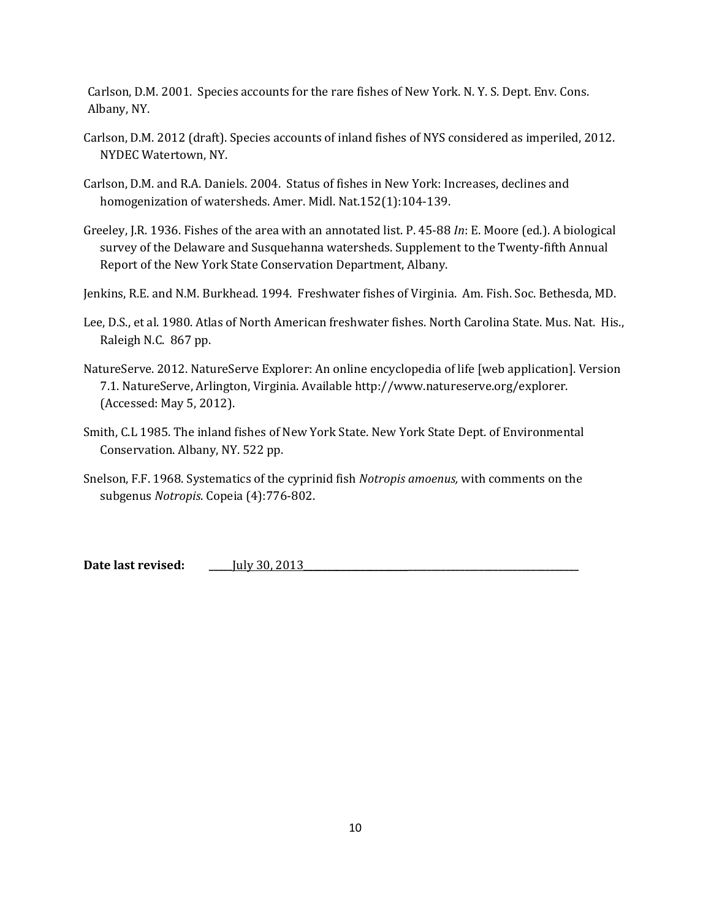Carlson, D.M. 2001. Species accounts for the rare fishes of New York. N. Y. S. Dept. Env. Cons. Albany, NY.

Carlson, D.M. 2012 (draft). Species accounts of inland fishes of NYS considered as imperiled, 2012. NYDEC Watertown, NY.

Carlson, D.M. and R.A. Daniels. 2004. Status of fishes in New York: Increases, declines and homogenization of watersheds. Amer. Midl. Nat.152(1):104-139.

Greeley, J.R. 1936. Fishes of the area with an annotated list. P. 45-88 *In*: E. Moore (ed.). A biological survey of the Delaware and Susquehanna watersheds. Supplement to the Twenty-fifth Annual Report of the New York State Conservation Department, Albany.

Jenkins, R.E. and N.M. Burkhead. 1994. Freshwater fishes of Virginia. Am. Fish. Soc. Bethesda, MD.

Lee, D.S., et al. 1980. Atlas of North American freshwater fishes. North Carolina State. Mus. Nat. His., Raleigh N.C. 867 pp.

NatureServe. 2012. NatureServe Explorer: An online encyclopedia of life [web application]. Version 7.1. NatureServe, Arlington, Virginia. Available http://www.natureserve.org/explorer. (Accessed: May 5, 2012).

Smith, C.L 1985. The inland fishes of New York State. New York State Dept. of Environmental Conservation. Albany, NY. 522 pp.

Snelson, F.F. 1968. Systematics of the cyprinid fish *Notropis amoenus,* with comments on the subgenus *Notropis*. Copeia (4):776-802.

**Date last revised:** July 30, 2013